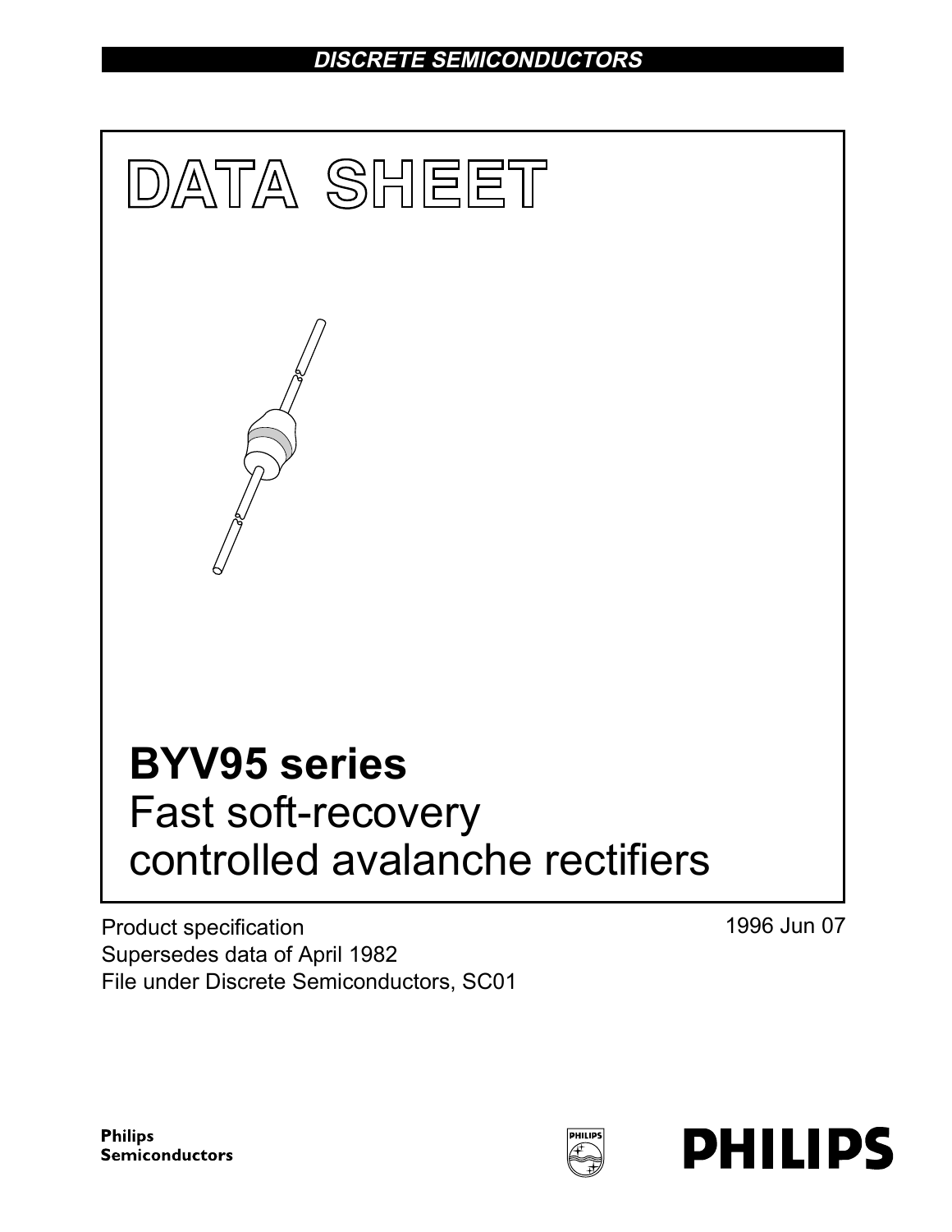DISCRETE SEMICONDUCTORS

# DATA SHEET

# BYV95 series
## Fast soft-recovery controlled avalanche rectifiers

Product specification
Supersedes data of April 1982
File under Discrete Semiconductors, SC01

1996 Jun 07

Philips Semiconductors

PHILIPS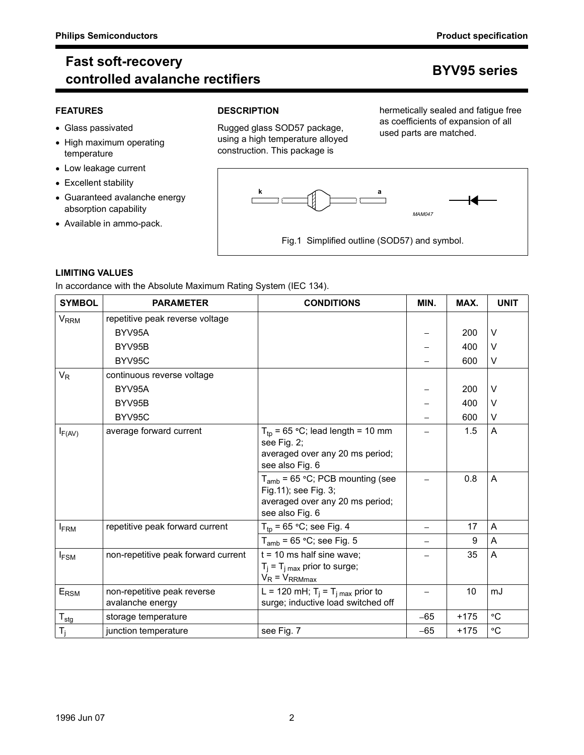# Fast soft-recovery controlled avalanche rectifiers

# BYV95 series

## FEATURES

- Glass passivated
- High maximum operating temperature
- Low leakage current
- Excellent stability
- Guaranteed avalanche energy absorption capability
- Available in ammo-pack.

## DESCRIPTION

Rugged glass SOD57 package, using a high temperature alloyed construction. This package is hermetically sealed and fatigue free as coefficients of expansion of all used parts are matched.

Fig.1 Simplified outline (SOD57) and symbol.

## LIMITING VALUES

In accordance with the Absolute Maximum Rating System (IEC 134).

| SYMBOL | PARAMETER | CONDITIONS | MIN. | MAX. | UNIT |
|---|---|---|---|---|---|
| $V_{RRM}$ | repetitive peak reverse voltage | | | | |
| | BYV95A | | – | 200 | V |
| | BYV95B | | – | 400 | V |
| | BYV95C | | – | 600 | V |
| $V_R$ | continuous reverse voltage | | | | |
| | BYV95A | | – | 200 | V |
| | BYV95B | | – | 400 | V |
| | BYV95C | | – | 600 | V |
| $I_{F(AV)}$ | average forward current | $T_{tp}$ = 65 °C; lead length = 10 mm see Fig. 2; averaged over any 20 ms period; see also Fig. 6 | – | 1.5 | A |
| | | $T_{amb}$ = 65 °C; PCB mounting (see Fig.11); see Fig. 3; averaged over any 20 ms period; see also Fig. 6 | – | 0.8 | A |
| $I_{FRM}$ | repetitive peak forward current | $T_{tp}$ = 65 °C; see Fig. 4 | – | 17 | A |
| | | $T_{amb}$ = 65 °C; see Fig. 5 | – | 9 | A |
| $I_{FSM}$ | non-repetitive peak forward current | t = 10 ms half sine wave; $T_j = T_{j\,max}$ prior to surge; $V_R = V_{RRMmax}$ | – | 35 | A |
| $E_{RSM}$ | non-repetitive peak reverse avalanche energy | L = 120 mH; $T_j = T_{j\,max}$ prior to surge; inductive load switched off | – | 10 | mJ |
| $T_{stg}$ | storage temperature | | −65 | +175 | °C |
| $T_j$ | junction temperature | see Fig. 7 | −65 | +175 | °C |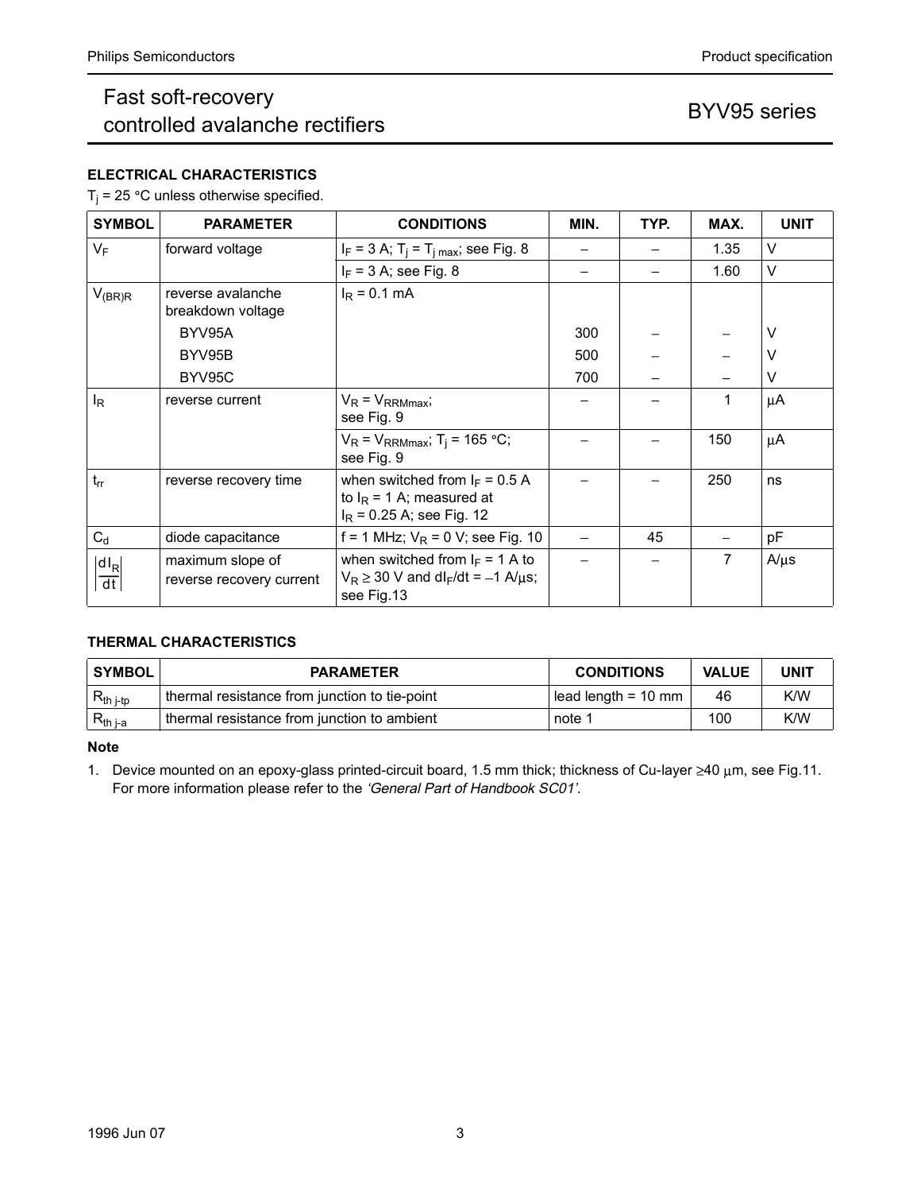### ELECTRICAL CHARACTERISTICS

$T_j$ = 25 °C unless otherwise specified.

| SYMBOL | PARAMETER | CONDITIONS | MIN. | TYP. | MAX. | UNIT |
|---|---|---|---|---|---|---|
| $V_F$ | forward voltage | $I_F$ = 3 A; $T_j = T_{j\,max}$; see Fig. 8 | – | – | 1.35 | V |
| | | $I_F$ = 3 A; see Fig. 8 | – | – | 1.60 | V |
| $V_{(BR)R}$ | reverse avalanche breakdown voltage | $I_R$ = 0.1 mA | | | | |
| | BYV95A | | 300 | – | – | V |
| | BYV95B | | 500 | – | – | V |
| | BYV95C | | 700 | – | – | V |
| $I_R$ | reverse current | $V_R = V_{RRMmax}$; see Fig. 9 | – | – | 1 | µA |
| | | $V_R = V_{RRMmax}$; $T_j$ = 165 °C; see Fig. 9 | – | – | 150 | µA |
| $t_{rr}$ | reverse recovery time | when switched from $I_F$ = 0.5 A to $I_R$ = 1 A; measured at $I_R$ = 0.25 A; see Fig. 12 | – | – | 250 | ns |
| $C_d$ | diode capacitance | f = 1 MHz; $V_R$ = 0 V; see Fig. 10 | – | 45 | – | pF |
| $\left\lvert\frac{dI_R}{dt}\right\rvert$ | maximum slope of reverse recovery current | when switched from $I_F$ = 1 A to $V_R \geq 30$ V and $dI_F/dt = -1$ A/µs; see Fig.13 | – | – | 7 | A/µs |

### THERMAL CHARACTERISTICS

| SYMBOL | PARAMETER | CONDITIONS | VALUE | UNIT |
|---|---|---|---|---|
| $R_{th\,j\text{-}tp}$ | thermal resistance from junction to tie-point | lead length = 10 mm | 46 | K/W |
| $R_{th\,j\text{-}a}$ | thermal resistance from junction to ambient | note 1 | 100 | K/W |

**Note**

1. Device mounted on an epoxy-glass printed-circuit board, 1.5 mm thick; thickness of Cu-layer ≥40 µm, see Fig.11. For more information please refer to the *'General Part of Handbook SC01'*.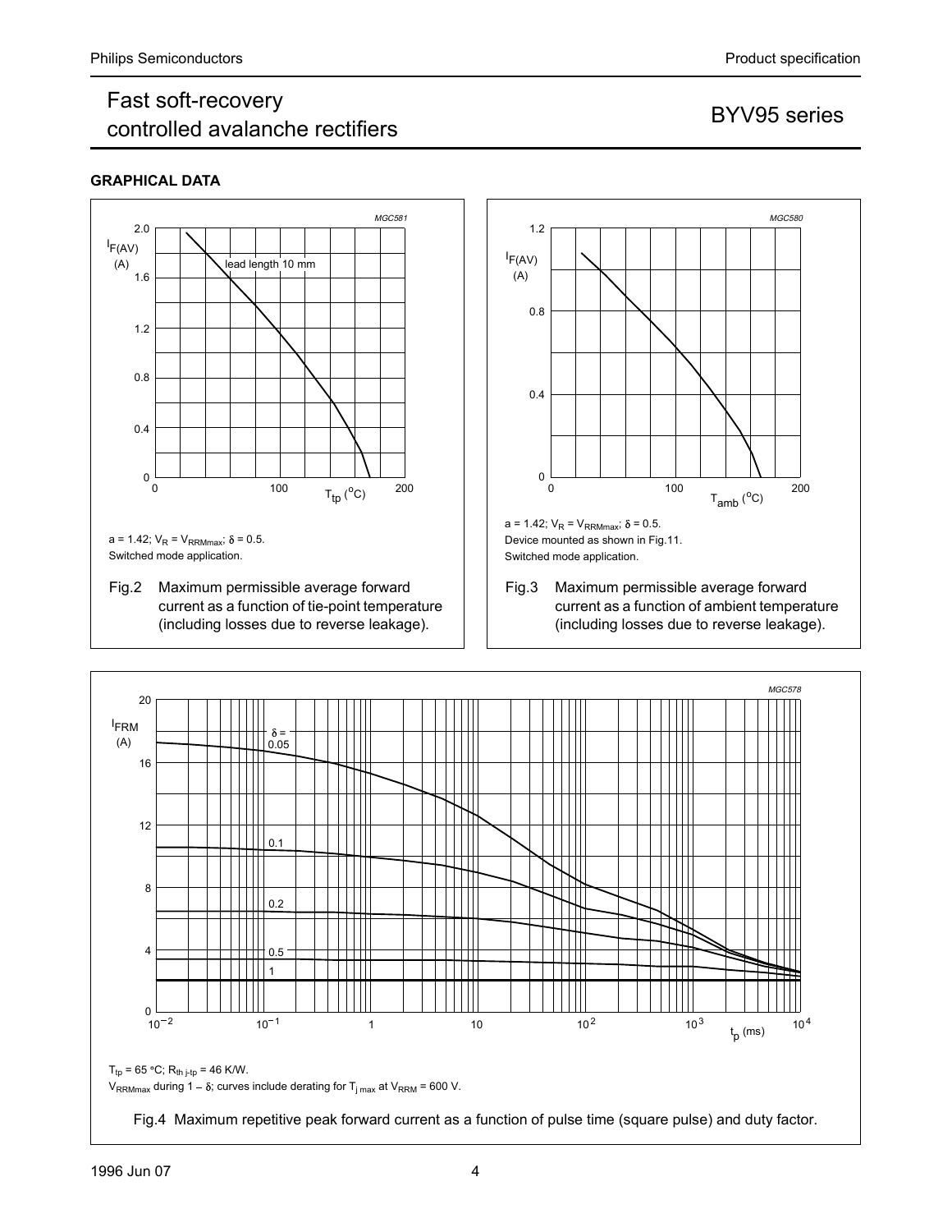## GRAPHICAL DATA

$a = 1.42$; $V_R = V_{RRMmax}$; $\delta = 0.5$.
Switched mode application.

Fig.2 Maximum permissible average forward current as a function of tie-point temperature (including losses due to reverse leakage).

$a = 1.42$; $V_R = V_{RRMmax}$; $\delta = 0.5$.
Device mounted as shown in Fig.11.
Switched mode application.

Fig.3 Maximum permissible average forward current as a function of ambient temperature (including losses due to reverse leakage).

$T_{tp} = 65$ °C; $R_{th\ j\text{-}tp} = 46$ K/W.
$V_{RRMmax}$ during $1 - \delta$; curves include derating for $T_{j\ max}$ at $V_{RRM} = 600$ V.

Fig.4 Maximum repetitive peak forward current as a function of pulse time (square pulse) and duty factor.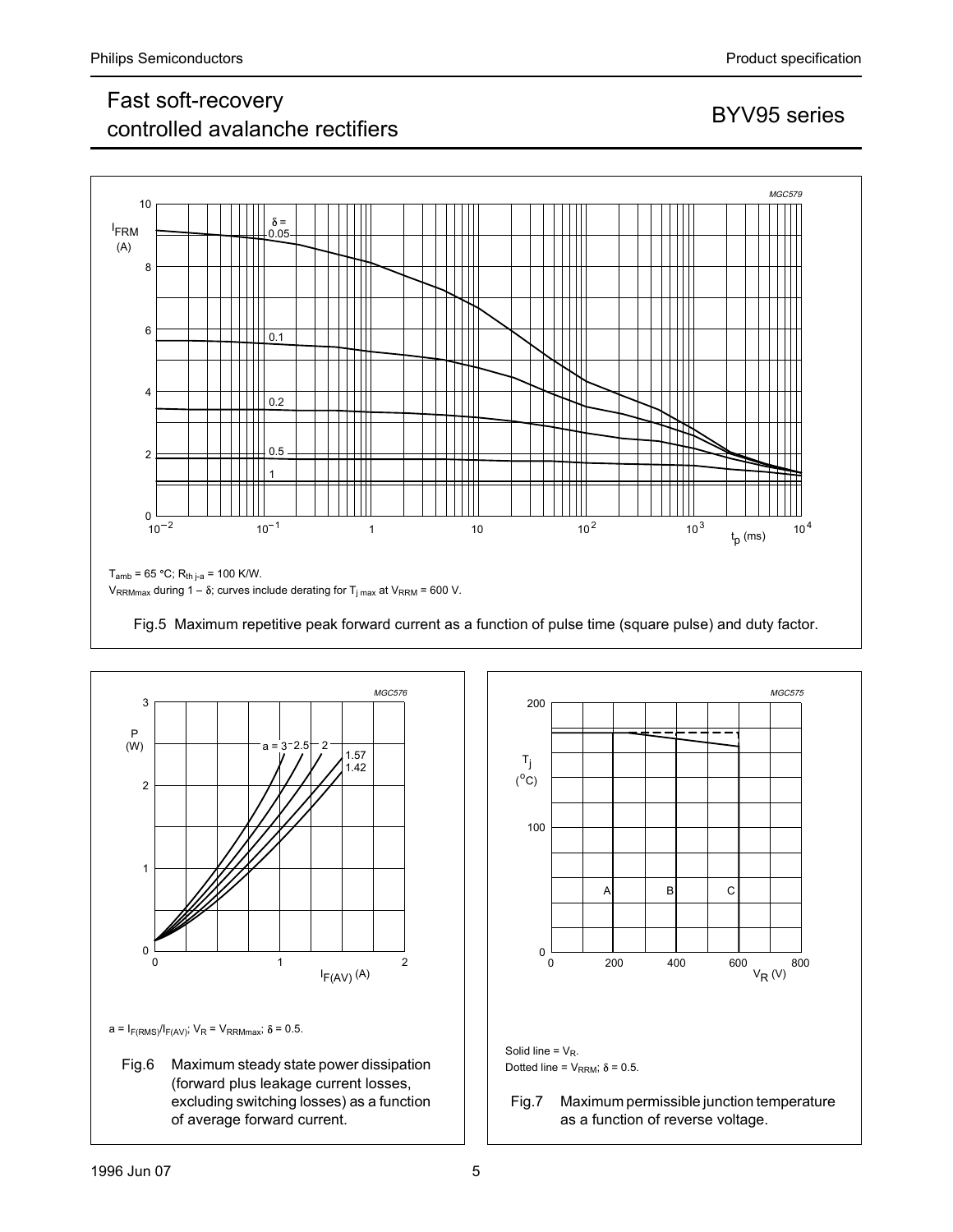$T_{amb}$ = 65 °C; $R_{th\ j\text{-}a}$ = 100 K/W.

$V_{RRMmax}$ during 1 – δ; curves include derating for $T_{j\ max}$ at $V_{RRM}$ = 600 V.

Fig.5 Maximum repetitive peak forward current as a function of pulse time (square pulse) and duty factor.

a = $I_{F(RMS)}/I_{F(AV)}$; $V_R = V_{RRMmax}$; δ = 0.5.

Fig.6 Maximum steady state power dissipation (forward plus leakage current losses, excluding switching losses) as a function of average forward current.

Solid line = $V_R$.

Dotted line = $V_{RRM}$; δ = 0.5.

Fig.7 Maximum permissible junction temperature as a function of reverse voltage.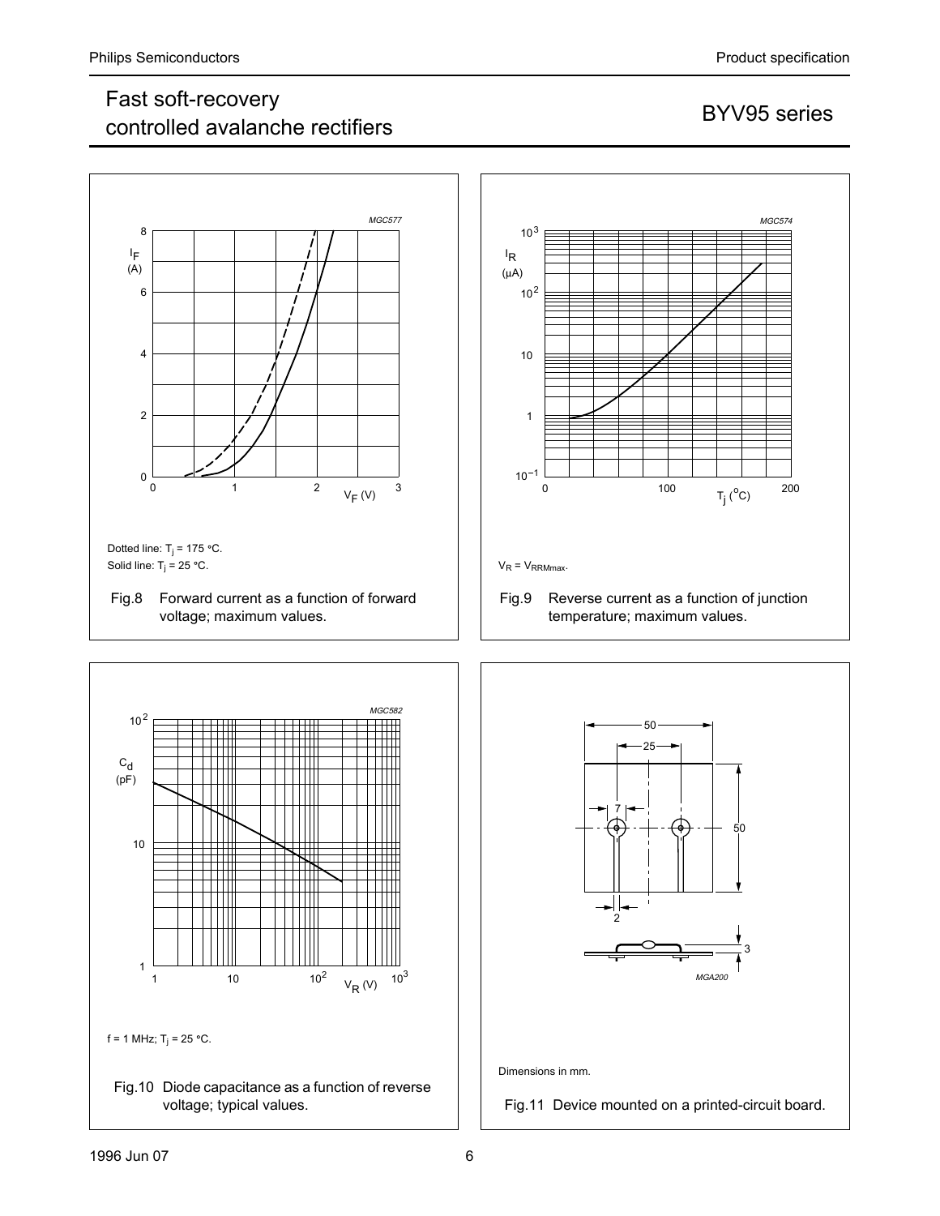Dotted line: $T_j$ = 175 °C.
Solid line: $T_j$ = 25 °C.

Fig.8 Forward current as a function of forward voltage; maximum values.

$V_R = V_{RRMmax}$.

Fig.9 Reverse current as a function of junction temperature; maximum values.

f = 1 MHz; $T_j$ = 25 °C.

Fig.10 Diode capacitance as a function of reverse voltage; typical values.

Dimensions in mm.

Fig.11 Device mounted on a printed-circuit board.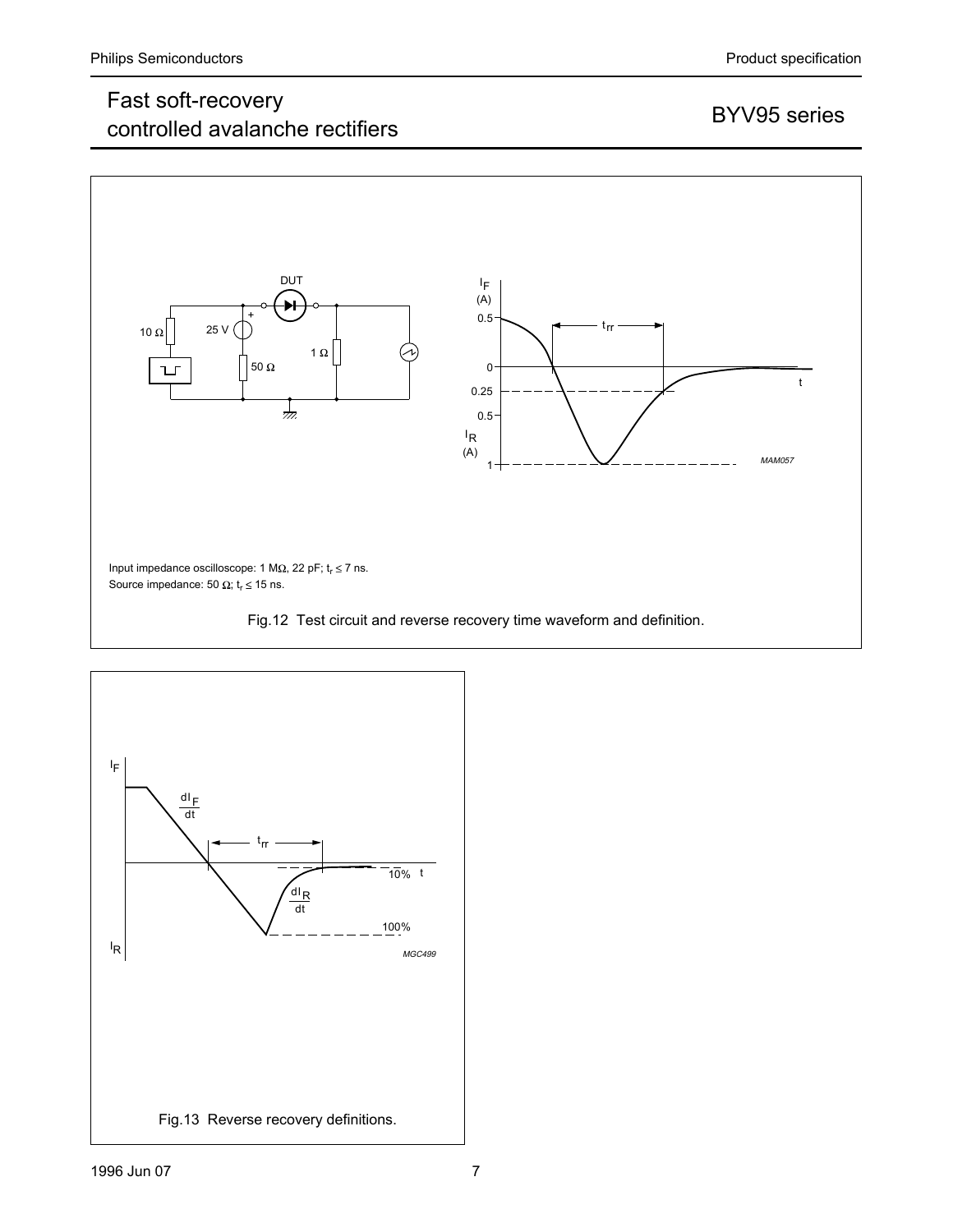Input impedance oscilloscope: 1 MΩ, 22 pF; $t_r \leq 7$ ns.
Source impedance: 50 Ω; $t_r \leq 15$ ns.

Fig.12 Test circuit and reverse recovery time waveform and definition.

Fig.13 Reverse recovery definitions.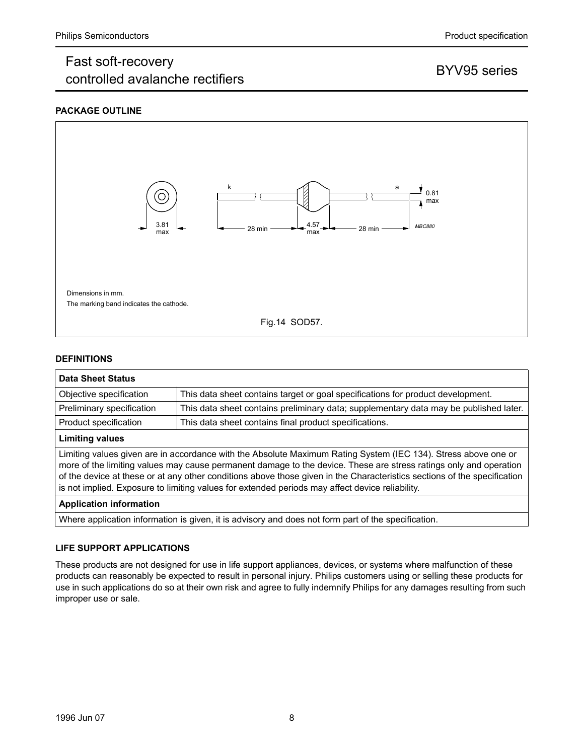## PACKAGE OUTLINE

k
a
0.81
max
3.81
max
28 min
4.57
max
28 min
MBC880

Dimensions in mm.

The marking band indicates the cathode.

Fig.14 SOD57.

## DEFINITIONS

| Data Sheet Status | |
|---|---|
| Objective specification | This data sheet contains target or goal specifications for product development. |
| Preliminary specification | This data sheet contains preliminary data; supplementary data may be published later. |
| Product specification | This data sheet contains final product specifications. |

**Limiting values**

Limiting values given are in accordance with the Absolute Maximum Rating System (IEC 134). Stress above one or more of the limiting values may cause permanent damage to the device. These are stress ratings only and operation of the device at these or at any other conditions above those given in the Characteristics sections of the specification is not implied. Exposure to limiting values for extended periods may affect device reliability.

**Application information**

Where application information is given, it is advisory and does not form part of the specification.

## LIFE SUPPORT APPLICATIONS

These products are not designed for use in life support appliances, devices, or systems where malfunction of these products can reasonably be expected to result in personal injury. Philips customers using or selling these products for use in such applications do so at their own risk and agree to fully indemnify Philips for any damages resulting from such improper use or sale.